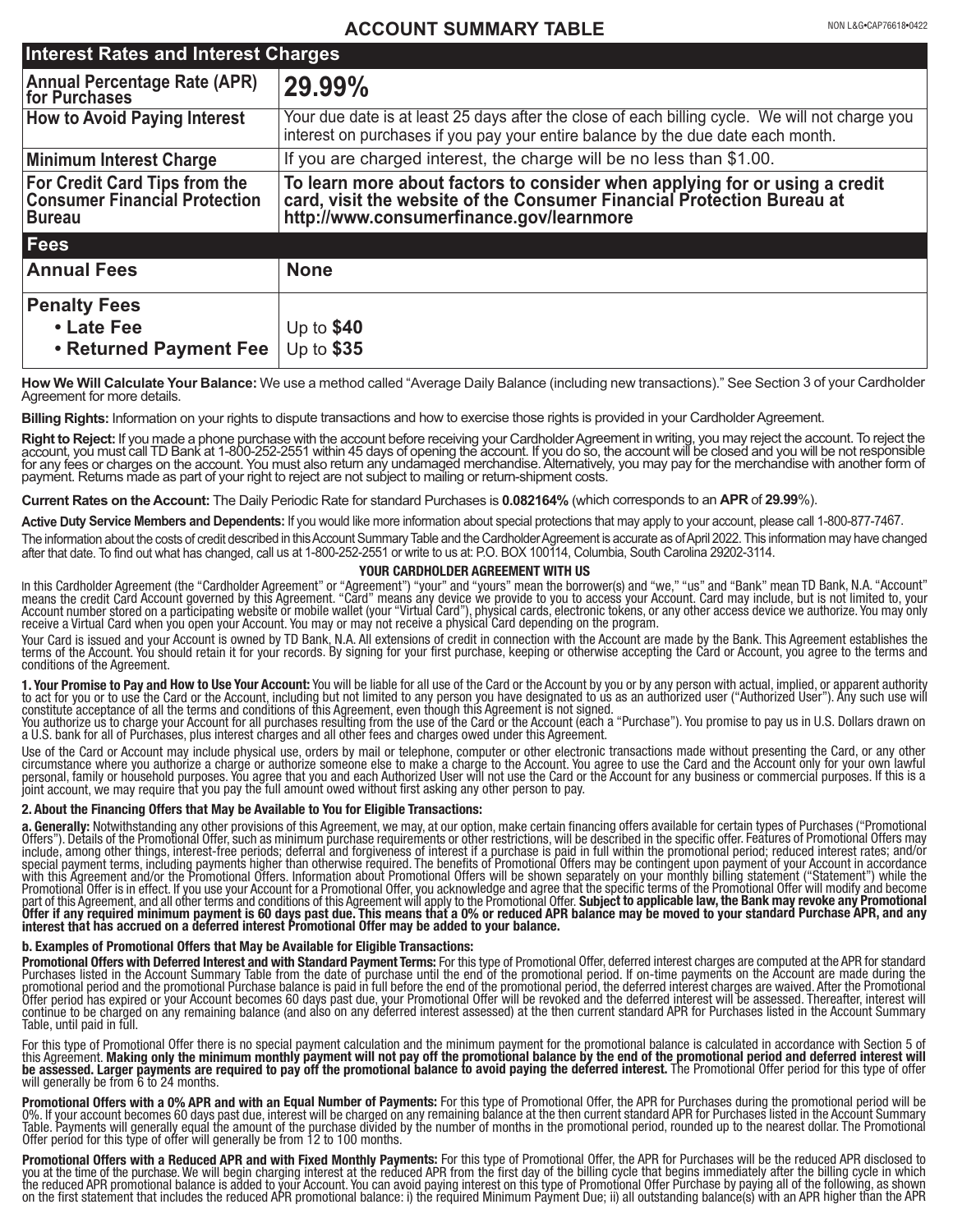# ACCOUNT SUMMARY TABLE

NON L&G•CAP76618•0422

| Interest Rates and Interest Charges | |
|---|---|
| **Annual Percentage Rate (APR) for Purchases** | **29.99%** |
| **How to Avoid Paying Interest** | Your due date is at least 25 days after the close of each billing cycle. We will not charge you interest on purchases if you pay your entire balance by the due date each month. |
| **Minimum Interest Charge** | If you are charged interest, the charge will be no less than $1.00. |
| **For Credit Card Tips from the Consumer Financial Protection Bureau** | **To learn more about factors to consider when applying for or using a credit card, visit the website of the Consumer Financial Protection Bureau at http://www.consumerfinance.gov/learnmore** |
| **Fees** | |
| **Annual Fees** | **None** |
| **Penalty Fees** | |
| **• Late Fee** | Up to **$40** |
| **• Returned Payment Fee** | Up to **$35** |

**How We Will Calculate Your Balance:** We use a method called "Average Daily Balance (including new transactions)." See Section 3 of your Cardholder Agreement for more details.

**Billing Rights:** Information on your rights to dispute transactions and how to exercise those rights is provided in your Cardholder Agreement.

**Right to Reject:** If you made a phone purchase with the account before receiving your Cardholder Agreement in writing, you may reject the account. To reject the account, you must call TD Bank at 1-800-252-2551 within 45 days of opening the account. If you do so, the account will be closed and you will be not responsible for any fees or charges on the account. You must also return any undamaged merchandise. Alternatively, you may pay for the merchandise with another form of payment. Returns made as part of your right to reject are not subject to mailing or return-shipment costs.

**Current Rates on the Account:** The Daily Periodic Rate for standard Purchases is **0.082164%** (which corresponds to an **APR** of **29.99**%).

**Active Duty Service Members and Dependents:** If you would like more information about special protections that may apply to your account, please call 1-800-877-7467.

The information about the costs of credit described in this Account Summary Table and the Cardholder Agreement is accurate as of April 2022. This information may have changed after that date. To find out what has changed, call us at 1-800-252-2551 or write to us at: P.O. BOX 100114, Columbia, South Carolina 29202-3114.

## YOUR CARDHOLDER AGREEMENT WITH US

In this Cardholder Agreement (the "Cardholder Agreement" or "Agreement") "your" and "yours" mean the borrower(s) and "we," "us" and "Bank" mean TD Bank, N.A. "Account" means the credit Card Account governed by this Agreement. "Card" means any device we provide to you to access your Account. Card may include, but is not limited to, your Account number stored on a participating website or mobile wallet (your "Virtual Card"), physical cards, electronic tokens, or any other access device we authorize. You may only receive a Virtual Card when you open your Account. You may or may not receive a physical Card depending on the program.

Your Card is issued and your Account is owned by TD Bank, N.A. All extensions of credit in connection with the Account are made by the Bank. This Agreement establishes the terms of the Account. You should retain it for your records. By signing for your first purchase, keeping or otherwise accepting the Card or Account, you agree to the terms and conditions of the Agreement.

**1. Your Promise to Pay and How to Use Your Account:** You will be liable for all use of the Card or the Account by you or by any person with actual, implied, or apparent authority to act for you or to use the Card or the Account, including but not limited to any person you have designated to us as an authorized user ("Authorized User"). Any such use will constitute acceptance of all the terms and conditions of this Agreement, even though this Agreement is not signed.
You authorize us to charge your Account for all purchases resulting from the use of the Card or the Account (each a "Purchase"). You promise to pay us in U.S. Dollars drawn on a U.S. bank for all of Purchases, plus interest charges and all other fees and charges owed under this Agreement.

Use of the Card or Account may include physical use, orders by mail or telephone, computer or other electronic transactions made without presenting the Card, or any other circumstance where you authorize a charge or authorize someone else to make a charge to the Account. You agree to use the Card and the Account only for your own lawful personal, family or household purposes. You agree that you and each Authorized User will not use the Card or the Account for any business or commercial purposes. If this is a joint account, we may require that you pay the full amount owed without first asking any other person to pay.

**2. About the Financing Offers that May be Available to You for Eligible Transactions:**

**a. Generally:** Notwithstanding any other provisions of this Agreement, we may, at our option, make certain financing offers available for certain types of Purchases ("Promotional Offers"). Details of the Promotional Offer, such as minimum purchase requirements or other restrictions, will be described in the specific offer. Features of Promotional Offers may include, among other things, interest-free periods; deferral and forgiveness of interest if a purchase is paid in full within the promotional period; reduced interest rates; and/or special payment terms, including payments higher than otherwise required. The benefits of Promotional Offers may be contingent upon payment of your Account in accordance with this Agreement and/or the Promotional Offers. Information about Promotional Offers will be shown separately on your monthly billing statement ("Statement") while the Promotional Offer is in effect. If you use your Account for a Promotional Offer, you acknowledge and agree that the specific terms of the Promotional Offer will modify and become part of this Agreement, and all other terms and conditions of this Agreement will apply to the Promotional Offer. **Subject to applicable law, the Bank may revoke any Promotional Offer if any required minimum payment is 60 days past due. This means that a 0% or reduced APR balance may be moved to your standard Purchase APR, and any interest that has accrued on a deferred interest Promotional Offer may be added to your balance.**

**b. Examples of Promotional Offers that May be Available for Eligible Transactions:**

**Promotional Offers with Deferred Interest and with Standard Payment Terms:** For this type of Promotional Offer, deferred interest charges are computed at the APR for standard Purchases listed in the Account Summary Table from the date of purchase until the end of the promotional period. If on-time payments on the Account are made during the promotional period and the promotional Purchase balance is paid in full before the end of the promotional period, the deferred interest charges are waived. After the Promotional Offer period has expired or your Account becomes 60 days past due, your Promotional Offer will be revoked and the deferred interest will be assessed. Thereafter, interest will continue to be charged on any remaining balance (and also on any deferred interest assessed) at the then current standard APR for Purchases listed in the Account Summary Table, until paid in full.

For this type of Promotional Offer there is no special payment calculation and the minimum payment for the promotional balance is calculated in accordance with Section 5 of this Agreement. **Making only the minimum monthly payment will not pay off the promotional balance by the end of the promotional period and deferred interest will be assessed. Larger payments are required to pay off the promotional balance to avoid paying the deferred interest.** The Promotional Offer period for this type of offer will generally be from 6 to 24 months.

**Promotional Offers with a 0% APR and with an Equal Number of Payments:** For this type of Promotional Offer, the APR for Purchases during the promotional period will be 0%. If your account becomes 60 days past due, interest will be charged on any remaining balance at the then current standard APR for Purchases listed in the Account Summary Table. Payments will generally equal the amount of the purchase divided by the number of months in the promotional period, rounded up to the nearest dollar. The Promotional Offer period for this type of offer will generally be from 12 to 100 months.

**Promotional Offers with a Reduced APR and with Fixed Monthly Payments:** For this type of Promotional Offer, the APR for Purchases will be the reduced APR disclosed to you at the time of the purchase. We will begin charging interest at the reduced APR from the first day of the billing cycle that begins immediately after the billing cycle in which the reduced APR promotional balance is added to your Account. You can avoid paying interest on this type of Promotional Offer Purchase by paying all of the following, as shown on the first statement that includes the reduced APR promotional balance: i) the required Minimum Payment Due; ii) all outstanding balance(s) with an APR higher than the APR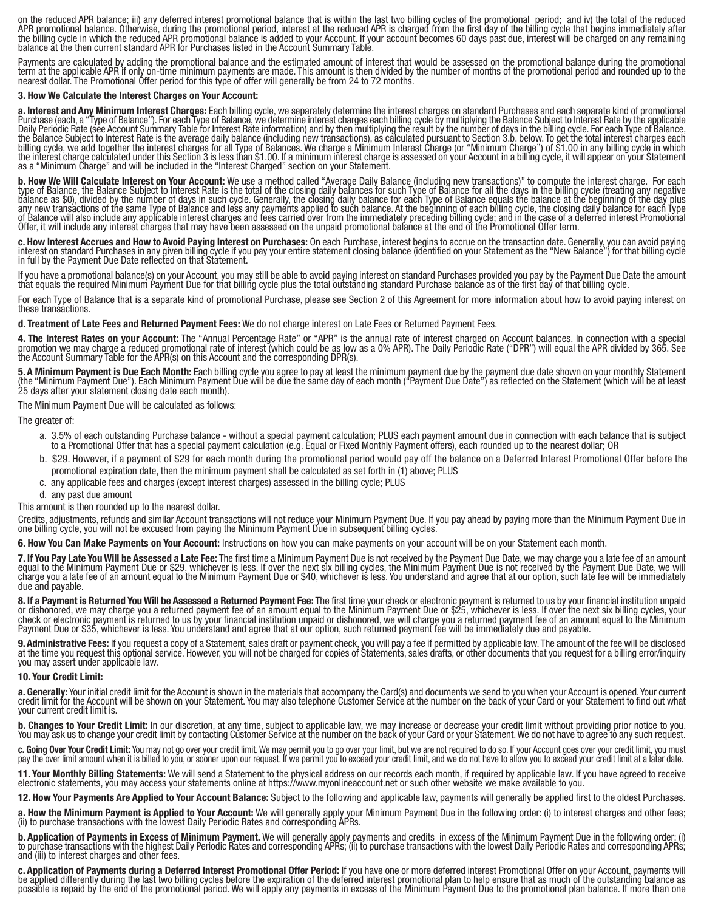on the reduced APR balance; iii) any deferred interest promotional balance that is within the last two billing cycles of the promotional period; and iv) the total of the reduced APR promotional balance. Otherwise, during the promotional period, interest at the reduced APR is charged from the first day of the billing cycle that begins immediately after the billing cycle in which the reduced APR promotional balance is added to your Account. If your account becomes 60 days past due, interest will be charged on any remaining balance at the then current standard APR for Purchases listed in the Account Summary Table.

Payments are calculated by adding the promotional balance and the estimated amount of interest that would be assessed on the promotional balance during the promotional term at the applicable APR if only on-time minimum payments are made. This amount is then divided by the number of months of the promotional period and rounded up to the nearest dollar. The Promotional Offer period for this type of offer will generally be from 24 to 72 months.

**3. How We Calculate the Interest Charges on Your Account:**

**a. Interest and Any Minimum Interest Charges:** Each billing cycle, we separately determine the interest charges on standard Purchases and each separate kind of promotional Purchase (each, a "Type of Balance"). For each Type of Balance, we determine interest charges each billing cycle by multiplying the Balance Subject to Interest Rate by the applicable Daily Periodic Rate (see Account Summary Table for Interest Rate information) and by then multiplying the result by the number of days in the billing cycle. For each Type of Balance, the Balance Subject to Interest Rate is the average daily balance (including new transactions), as calculated pursuant to Section 3.b. below. To get the total interest charges each billing cycle, we add together the interest charges for all Type of Balances. We charge a Minimum Interest Charge (or "Minimum Charge") of $1.00 in any billing cycle in which the interest charge calculated under this Section 3 is less than $1.00. If a minimum interest charge is assessed on your Account in a billing cycle, it will appear on your Statement as a "Minimum Charge" and will be included in the "Interest Charged" section on your Statement.

**b. How We Will Calculate Interest on Your Account:** We use a method called "Average Daily Balance (including new transactions)" to compute the interest charge. For each type of Balance, the Balance Subject to Interest Rate is the total of the closing daily balances for such Type of Balance for all the days in the billing cycle (treating any negative balance as $0), divided by the number of days in such cycle. Generally, the closing daily balance for each Type of Balance equals the balance at the beginning of the day plus any new transactions of the same Type of Balance and less any payments applied to such balance. At the beginning of each billing cycle, the closing daily balance for each Type of Balance will also include any applicable interest charges and fees carried over from the immediately preceding billing cycle; and in the case of a deferred interest Promotional Offer, it will include any interest charges that may have been assessed on the unpaid promotional balance at the end of the Promotional Offer term.

**c. How Interest Accrues and How to Avoid Paying Interest on Purchases:** On each Purchase, interest begins to accrue on the transaction date. Generally, you can avoid paying interest on standard Purchases in any given billing cycle if you pay your entire statement closing balance (identified on your Statement as the "New Balance") for that billing cycle in full by the Payment Due Date reflected on that Statement.

If you have a promotional balance(s) on your Account, you may still be able to avoid paying interest on standard Purchases provided you pay by the Payment Due Date the amount that equals the required Minimum Payment Due for that billing cycle plus the total outstanding standard Purchase balance as of the first day of that billing cycle.

For each Type of Balance that is a separate kind of promotional Purchase, please see Section 2 of this Agreement for more information about how to avoid paying interest on these transactions.

**d. Treatment of Late Fees and Returned Payment Fees:** We do not charge interest on Late Fees or Returned Payment Fees.

**4. The Interest Rates on your Account:** The "Annual Percentage Rate" or "APR" is the annual rate of interest charged on Account balances. In connection with a special promotion we may charge a reduced promotional rate of interest (which could be as low as a 0% APR). The Daily Periodic Rate ("DPR") will equal the APR divided by 365. See the Account Summary Table for the APR(s) on this Account and the corresponding DPR(s).

**5. A Minimum Payment is Due Each Month:** Each billing cycle you agree to pay at least the minimum payment due by the payment due date shown on your monthly Statement (the "Minimum Payment Due"). Each Minimum Payment Due will be due the same day of each month ("Payment Due Date") as reflected on the Statement (which will be at least 25 days after your statement closing date each month).

The Minimum Payment Due will be calculated as follows:

The greater of:

a. 3.5% of each outstanding Purchase balance - without a special payment calculation; PLUS each payment amount due in connection with each balance that is subject to a Promotional Offer that has a special payment calculation (e.g. Equal or Fixed Monthly Payment offers), each rounded up to the nearest dollar; OR
b. $29. However, if a payment of $29 for each month during the promotional period would pay off the balance on a Deferred Interest Promotional Offer before the promotional expiration date, then the minimum payment shall be calculated as set forth in (1) above; PLUS
c. any applicable fees and charges (except interest charges) assessed in the billing cycle; PLUS
d. any past due amount

This amount is then rounded up to the nearest dollar.

Credits, adjustments, refunds and similar Account transactions will not reduce your Minimum Payment Due. If you pay ahead by paying more than the Minimum Payment Due in one billing cycle, you will not be excused from paying the Minimum Payment Due in subsequent billing cycles.

**6. How You Can Make Payments on Your Account:** Instructions on how you can make payments on your account will be on your Statement each month.

**7. If You Pay Late You Will be Assessed a Late Fee:** The first time a Minimum Payment Due is not received by the Payment Due Date, we may charge you a late fee of an amount equal to the Minimum Payment Due or $29, whichever is less. If over the next six billing cycles, the Minimum Payment Due is not received by the Payment Due Date, we will charge you a late fee of an amount equal to the Minimum Payment Due or $40, whichever is less. You understand and agree that at our option, such late fee will be immediately due and payable.

**8. If a Payment is Returned You Will be Assessed a Returned Payment Fee:** The first time your check or electronic payment is returned to us by your financial institution unpaid or dishonored, we may charge you a returned payment fee of an amount equal to the Minimum Payment Due or $25, whichever is less. If over the next six billing cycles, your check or electronic payment is returned to us by your financial institution unpaid or dishonored, we will charge you a returned payment fee of an amount equal to the Minimum Payment Due or $35, whichever is less. You understand and agree that at our option, such returned payment fee will be immediately due and payable.

**9. Administrative Fees:** If you request a copy of a Statement, sales draft or payment check, you will pay a fee if permitted by applicable law. The amount of the fee will be disclosed at the time you request this optional service. However, you will not be charged for copies of Statements, sales drafts, or other documents that you request for a billing error/inquiry you may assert under applicable law.

**10. Your Credit Limit:**

**a. Generally:** Your initial credit limit for the Account is shown in the materials that accompany the Card(s) and documents we send to you when your Account is opened. Your current credit limit for the Account will be shown on your Statement. You may also telephone Customer Service at the number on the back of your Card or your Statement to find out what your current credit limit is.

**b. Changes to Your Credit Limit:** In our discretion, at any time, subject to applicable law, we may increase or decrease your credit limit without providing prior notice to you. You may ask us to change your credit limit by contacting Customer Service at the number on the back of your Card or your Statement. We do not have to agree to any such request.

**c. Going Over Your Credit Limit:** You may not go over your credit limit. We may permit you to go over your limit, but we are not required to do so. If your Account goes over your credit limit, you must pay the over limit amount when it is billed to you, or sooner upon our request. If we permit you to exceed your credit limit, and we do not have to allow you to exceed your credit limit at a later date.

**11. Your Monthly Billing Statements:** We will send a Statement to the physical address on our records each month, if required by applicable law. If you have agreed to receive electronic statements, you may access your statements online at https://www.myonlineaccount.net or such other website we make available to you.

**12. How Your Payments Are Applied to Your Account Balance:** Subject to the following and applicable law, payments will generally be applied first to the oldest Purchases.

**a. How the Minimum Payment is Applied to Your Account:** We will generally apply your Minimum Payment Due in the following order: (i) to interest charges and other fees; (ii) to purchase transactions with the lowest Daily Periodic Rates and corresponding APRs.

**b. Application of Payments in Excess of Minimum Payment.** We will generally apply payments and credits in excess of the Minimum Payment Due in the following order: (i) to purchase transactions with the highest Daily Periodic Rates and corresponding APRs; (ii) to purchase transactions with the lowest Daily Periodic Rates and corresponding APRs; and (iii) to interest charges and other fees.

**c. Application of Payments during a Deferred Interest Promotional Offer Period:** If you have one or more deferred interest Promotional Offer on your Account, payments will be applied differently during the last two billing cycles before the expiration of the deferred interest promotional plan to help ensure that as much of the outstanding balance as possible is repaid by the end of the promotional period. We will apply any payments in excess of the Minimum Payment Due to the promotional plan balance. If more than one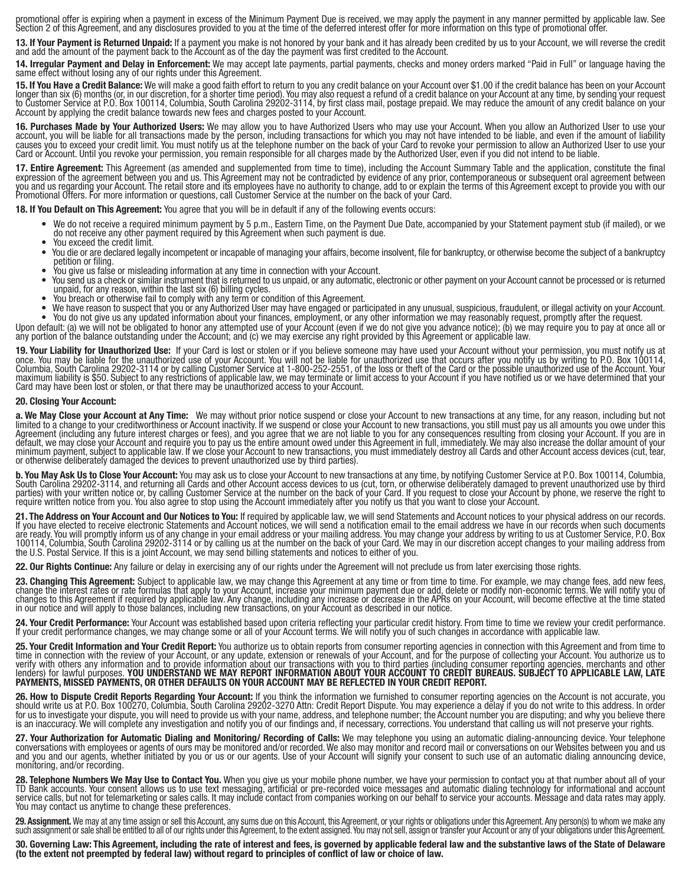promotional offer is expiring when a payment in excess of the Minimum Payment Due is received, we may apply the payment in any manner permitted by applicable law. See Section 2 of this Agreement, and any disclosures provided to you at the time of the deferred interest offer for more information on this type of promotional offer.

**13. If Your Payment is Returned Unpaid:** If a payment you make is not honored by your bank and it has already been credited by us to your Account, we will reverse the credit and add the amount of the payment back to the Account as of the day the payment was first credited to the Account.

**14. Irregular Payment and Delay in Enforcement:** We may accept late payments, partial payments, checks and money orders marked "Paid in Full" or language having the same effect without losing any of our rights under this Agreement.

**15. If You Have a Credit Balance:** We will make a good faith effort to return to you any credit balance on your Account over $1.00 if the credit balance has been on your Account longer than six (6) months (or, in our discretion, for a shorter time period). You may also request a refund of a credit balance on your Account at any time, by sending your request to Customer Service at P.O. Box 100114, Columbia, South Carolina 29202-3114, by first class mail, postage prepaid. We may reduce the amount of any credit balance on your Account by applying the credit balance towards new fees and charges posted to your Account.

**16. Purchases Made by Your Authorized Users:** We may allow you to have Authorized Users who may use your Account. When you allow an Authorized User to use your account, you will be liable for all transactions made by the person, including transactions for which you may not have intended to be liable, and even if the amount of liability causes you to exceed your credit limit. You must notify us at the telephone number on the back of your Card to revoke your permission to allow an Authorized User to use your Card or Account. Until you revoke your permission, you remain responsible for all charges made by the Authorized User, even if you did not intend to be liable.

**17. Entire Agreement:** This Agreement (as amended and supplemented from time to time), including the Account Summary Table and the application, constitute the final expression of the agreement between you and us. This Agreement may not be contradicted by evidence of any prior, contemporaneous or subsequent oral agreement between you and us regarding your Account. The retail store and its employees have no authority to change, add to or explain the terms of this Agreement except to provide you with our Promotional Offers. For more information or questions, call Customer Service at the number on the back of your Card.

**18. If You Default on This Agreement:** You agree that you will be in default if any of the following events occurs:

- We do not receive a required minimum payment by 5 p.m., Eastern Time, on the Payment Due Date, accompanied by your Statement payment stub (if mailed), or we do not receive any other payment required by this Agreement when such payment is due.
- You exceed the credit limit.
- You die or are declared legally incompetent or incapable of managing your affairs, become insolvent, file for bankruptcy, or otherwise become the subject of a bankruptcy petition or filing.
- You give us false or misleading information at any time in connection with your Account.
- You send us a check or similar instrument that is returned to us unpaid, or any automatic, electronic or other payment on your Account cannot be processed or is returned unpaid, for any reason, within the last six (6) billing cycles.
- You breach or otherwise fail to comply with any term or condition of this Agreement.
- We have reason to suspect that you or any Authorized User may have engaged or participated in any unusual, suspicious, fraudulent, or illegal activity on your Account.
- You do not give us any updated information about your finances, employment, or any other information we may reasonably request, promptly after the request.

Upon default: (a) we will not be obligated to honor any attempted use of your Account (even if we do not give you advance notice); (b) we may require you to pay at once all or any portion of the balance outstanding under the Account; and (c) we may exercise any right provided by this Agreement or applicable law.

**19. Your Liability for Unauthorized Use:** If your Card is lost or stolen or if you believe someone may have used your Account without your permission, you must notify us at once. You may be liable for the unauthorized use of your Account. You will not be liable for unauthorized use that occurs after you notify us by writing to P.O. Box 100114, Columbia, South Carolina 29202-3114 or by calling Customer Service at 1-800-252-2551, of the loss or theft of the Card or the possible unauthorized use of the Account. Your maximum liability is $50. Subject to any restrictions of applicable law, we may terminate or limit access to your Account if you have notified us or we have determined that your Card may have been lost or stolen, or that there may be unauthorized access to your Account.

**20. Closing Your Account:**

**a. We May Close your Account at Any Time:** We may without prior notice suspend or close your Account to new transactions at any time, for any reason, including but not limited to a change to your creditworthiness or Account inactivity. If we suspend or close your Account to new transactions, you still must pay us all amounts you owe under this Agreement (including any future interest charges or fees), and you agree that we are not liable to you for any consequences resulting from closing your Account. If you are in default, we may close your Account and require you to pay us the entire amount owed under this Agreement in full, immediately. We may also increase the dollar amount of your minimum payment, subject to applicable law. If we close your Account to new transactions, you must immediately destroy all Cards and other Account access devices (cut, tear, or otherwise deliberately damaged the devices to prevent unauthorized use by third parties).

**b. You May Ask Us to Close Your Account:** You may ask us to close your Account to new transactions at any time, by notifying Customer Service at P.O. Box 100114, Columbia, South Carolina 29202-3114, and returning all Cards and other Account access devices to us (cut, torn, or otherwise deliberately damaged to prevent unauthorized use by third parties) with your written notice or, by calling Customer Service at the number on the back of your Card. If you request to close your Account by phone, we reserve the right to require written notice from you. You also agree to stop using the Account immediately after you notify us that you want to close your Account.

**21. The Address on Your Account and Our Notices to You:** If required by applicable law, we will send Statements and Account notices to your physical address on our records. If you have elected to receive electronic Statements and Account notices, we will send a notification email to the email address we have in our records when such documents are ready. You will promptly inform us of any change in your email address or your mailing address. You may change your address by writing to us at Customer Service, P.O. Box 100114, Columbia, South Carolina 29202-3114 or by calling us at the number on the back of your Card. We may in our discretion accept changes to your mailing address from the U.S. Postal Service. If this is a joint Account, we may send billing statements and notices to either of you.

**22. Our Rights Continue:** Any failure or delay in exercising any of our rights under the Agreement will not preclude us from later exercising those rights.

**23. Changing This Agreement:** Subject to applicable law, we may change this Agreement at any time or from time to time. For example, we may change fees, add new fees, change the interest rates or rate formulas that apply to your Account, increase your minimum payment due or add, delete or modify non-economic terms. We will notify you of changes to this Agreement if required by applicable law. Any change, including any increase or decrease in the APRs on your Account, will become effective at the time stated in our notice and will apply to those balances, including new transactions, on your Account as described in our notice.

**24. Your Credit Performance:** Your Account was established based upon criteria reflecting your particular credit history. From time to time we review your credit performance. If your credit performance changes, we may change some or all of your Account terms. We will notify you of such changes in accordance with applicable law.

**25. Your Credit Information and Your Credit Report:** You authorize us to obtain reports from consumer reporting agencies in connection with this Agreement and from time to time in connection with the review of your Account, or any update, extension or renewals of your Account, and for the purpose of collecting your Account. You authorize us to verify with others any information and to provide information about our transactions with you to third parties (including consumer reporting agencies, merchants and other lenders) for lawful purposes. **YOU UNDERSTAND WE MAY REPORT INFORMATION ABOUT YOUR ACCOUNT TO CREDIT BUREAUS. SUBJECT TO APPLICABLE LAW, LATE PAYMENTS, MISSED PAYMENTS, OR OTHER DEFAULTS ON YOUR ACCOUNT MAY BE REFLECTED IN YOUR CREDIT REPORT.**

**26. How to Dispute Credit Reports Regarding Your Account:** If you think the information we furnished to consumer reporting agencies on the Account is not accurate, you should write us at P.O. Box 100270, Columbia, South Carolina 29202-3270 Attn: Credit Report Dispute. You may experience a delay if you do not write to this address. In order for us to investigate your dispute, you will need to provide us with your name, address, and telephone number; the Account number you are disputing; and why you believe there is an inaccuracy. We will complete any investigation and notify you of our findings and, if necessary, corrections. You understand that calling us will not preserve your rights.

**27. Your Authorization for Automatic Dialing and Monitoring/ Recording of Calls:** We may telephone you using an automatic dialing-announcing device. Your telephone conversations with employees or agents of ours may be monitored and/or recorded. We also may monitor and record mail or conversations on our Websites between you and us and you and our agents, whether initiated by you or us or our agents. Use of your Account will signify your consent to such use of an automatic dialing announcing device, monitoring, and/or recording.

**28. Telephone Numbers We May Use to Contact You.** When you give us your mobile phone number, we have your permission to contact you at that number about all of your TD Bank accounts. Your consent allows us to use text messaging, artificial or pre-recorded voice messages and automatic dialing technology for informational and account service calls, but not for telemarketing or sales calls. It may include contact from companies working on our behalf to service your accounts. Message and data rates may apply. You may contact us anytime to change these preferences.

**29. Assignment.** We may at any time assign or sell this Account, any sums due on this Account, this Agreement, or your rights or obligations under this Agreement. Any person(s) to whom we make any such assignment or sale shall be entitled to all of our rights under this Agreement, to the extent assigned. You may not sell, assign or transfer your Account or any of your obligations under this Agreement.

**30. Governing Law: This Agreement, including the rate of interest and fees, is governed by applicable federal law and the substantive laws of the State of Delaware (to the extent not preempted by federal law) without regard to principles of conflict of law or choice of law.**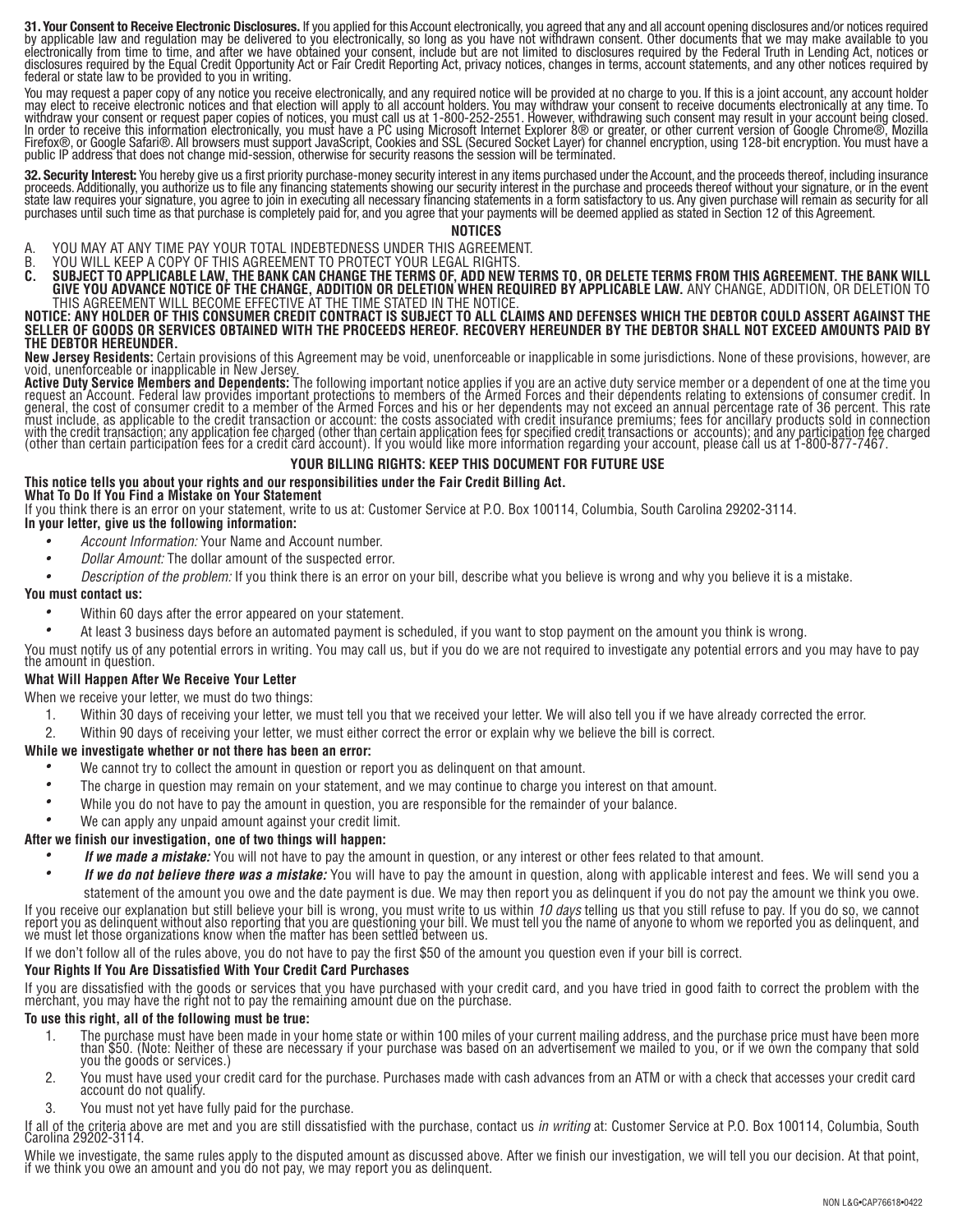**31. Your Consent to Receive Electronic Disclosures.** If you applied for this Account electronically, you agreed that any and all account opening disclosures and/or notices required by applicable law and regulation may be delivered to you electronically, so long as you have not withdrawn consent. Other documents that we may make available to you electronically from time to time, and after we have obtained your consent, include but are not limited to disclosures required by the Federal Truth in Lending Act, notices or disclosures required by the Equal Credit Opportunity Act or Fair Credit Reporting Act, privacy notices, changes in terms, account statements, and any other notices required by federal or state law to be provided to you in writing.

You may request a paper copy of any notice you receive electronically, and any required notice will be provided at no charge to you. If this is a joint account, any account holder may elect to receive electronic notices and that election will apply to all account holders. You may withdraw your consent to receive documents electronically at any time. To withdraw your consent or request paper copies of notices, you must call us at 1-800-252-2551. However, withdrawing such consent may result in your account being closed. In order to receive this information electronically, you must have a PC using Microsoft Internet Explorer 8® or greater, or other current version of Google Chrome®, Mozilla Firefox®, or Google Safari®. All browsers must support JavaScript, Cookies and SSL (Secured Socket Layer) for channel encryption, using 128-bit encryption. You must have a public IP address that does not change mid-session, otherwise for security reasons the session will be terminated.

**32. Security Interest:** You hereby give us a first priority purchase-money security interest in any items purchased under the Account, and the proceeds thereof, including insurance proceeds. Additionally, you authorize us to file any financing statements showing our security interest in the purchase and proceeds thereof without your signature, or in the event state law requires your signature, you agree to join in executing all necessary financing statements in a form satisfactory to us. Any given purchase will remain as security for all purchases until such time as that purchase is completely paid for, and you agree that your payments will be deemed applied as stated in Section 12 of this Agreement.

**NOTICES**

A. YOU MAY AT ANY TIME PAY YOUR TOTAL INDEBTEDNESS UNDER THIS AGREEMENT.
B. YOU WILL KEEP A COPY OF THIS AGREEMENT TO PROTECT YOUR LEGAL RIGHTS.
**C. SUBJECT TO APPLICABLE LAW, THE BANK CAN CHANGE THE TERMS OF, ADD NEW TERMS TO, OR DELETE TERMS FROM THIS AGREEMENT. THE BANK WILL GIVE YOU ADVANCE NOTICE OF THE CHANGE, ADDITION OR DELETION WHEN REQUIRED BY APPLICABLE LAW.** ANY CHANGE, ADDITION, OR DELETION TO THIS AGREEMENT WILL BECOME EFFECTIVE AT THE TIME STATED IN THE NOTICE.

**NOTICE: ANY HOLDER OF THIS CONSUMER CREDIT CONTRACT IS SUBJECT TO ALL CLAIMS AND DEFENSES WHICH THE DEBTOR COULD ASSERT AGAINST THE SELLER OF GOODS OR SERVICES OBTAINED WITH THE PROCEEDS HEREOF. RECOVERY HEREUNDER BY THE DEBTOR SHALL NOT EXCEED AMOUNTS PAID BY THE DEBTOR HEREUNDER.**

**New Jersey Residents:** Certain provisions of this Agreement may be void, unenforceable or inapplicable in some jurisdictions. None of these provisions, however, are void, unenforceable or inapplicable in New Jersey.

**Active Duty Service Members and Dependents:** The following important notice applies if you are an active duty service member or a dependent of one at the time you request an Account. Federal law provides important protections to members of the Armed Forces and their dependents relating to extensions of consumer credit. In general, the cost of consumer credit to a member of the Armed Forces and his or her dependents may not exceed an annual percentage rate of 36 percent. This rate must include, as applicable to the credit transaction or account: the costs associated with credit insurance premiums; fees for ancillary products sold in connection with the credit transaction; any application fee charged (other than certain application fees for specified credit transactions or accounts); and any participation fee charged (other than certain participation fees for a credit card account). If you would like more information regarding your account, please call us at 1-800-877-7467.

## YOUR BILLING RIGHTS: KEEP THIS DOCUMENT FOR FUTURE USE

**This notice tells you about your rights and our responsibilities under the Fair Credit Billing Act.**

**What To Do If You Find a Mistake on Your Statement**

If you think there is an error on your statement, write to us at: Customer Service at P.O. Box 100114, Columbia, South Carolina 29202-3114.

**In your letter, give us the following information:**

- *Account Information:* Your Name and Account number.
- *Dollar Amount:* The dollar amount of the suspected error.
- *Description of the problem:* If you think there is an error on your bill, describe what you believe is wrong and why you believe it is a mistake.

**You must contact us:**

- Within 60 days after the error appeared on your statement.
- At least 3 business days before an automated payment is scheduled, if you want to stop payment on the amount you think is wrong.

You must notify us of any potential errors in writing. You may call us, but if you do we are not required to investigate any potential errors and you may have to pay the amount in question.

**What Will Happen After We Receive Your Letter**

When we receive your letter, we must do two things:

1. Within 30 days of receiving your letter, we must tell you that we received your letter. We will also tell you if we have already corrected the error.
2. Within 90 days of receiving your letter, we must either correct the error or explain why we believe the bill is correct.

**While we investigate whether or not there has been an error:**

- We cannot try to collect the amount in question or report you as delinquent on that amount.
- The charge in question may remain on your statement, and we may continue to charge you interest on that amount.
- While you do not have to pay the amount in question, you are responsible for the remainder of your balance.
- We can apply any unpaid amount against your credit limit.

**After we finish our investigation, one of two things will happen:**

- ***If we made a mistake:*** You will not have to pay the amount in question, or any interest or other fees related to that amount.
- ***If we do not believe there was a mistake:*** You will have to pay the amount in question, along with applicable interest and fees. We will send you a statement of the amount you owe and the date payment is due. We may then report you as delinquent if you do not pay the amount we think you owe.

If you receive our explanation but still believe your bill is wrong, you must write to us within *10 days* telling us that you still refuse to pay. If you do so, we cannot report you as delinquent without also reporting that you are questioning your bill. We must tell you the name of anyone to whom we reported you as delinquent, and we must let those organizations know when the matter has been settled between us.

If we don't follow all of the rules above, you do not have to pay the first $50 of the amount you question even if your bill is correct.

**Your Rights If You Are Dissatisfied With Your Credit Card Purchases**

If you are dissatisfied with the goods or services that you have purchased with your credit card, and you have tried in good faith to correct the problem with the merchant, you may have the right not to pay the remaining amount due on the purchase.

**To use this right, all of the following must be true:**

1. The purchase must have been made in your home state or within 100 miles of your current mailing address, and the purchase price must have been more than $50. (Note: Neither of these are necessary if your purchase was based on an advertisement we mailed to you, or if we own the company that sold you the goods or services.)
2. You must have used your credit card for the purchase. Purchases made with cash advances from an ATM or with a check that accesses your credit card account do not qualify.
3. You must not yet have fully paid for the purchase.

If all of the criteria above are met and you are still dissatisfied with the purchase, contact us *in writing* at: Customer Service at P.O. Box 100114, Columbia, South Carolina 29202-3114.

While we investigate, the same rules apply to the disputed amount as discussed above. After we finish our investigation, we will tell you our decision. At that point, if we think you owe an amount and you do not pay, we may report you as delinquent.

NON L&G•CAP76618•0422